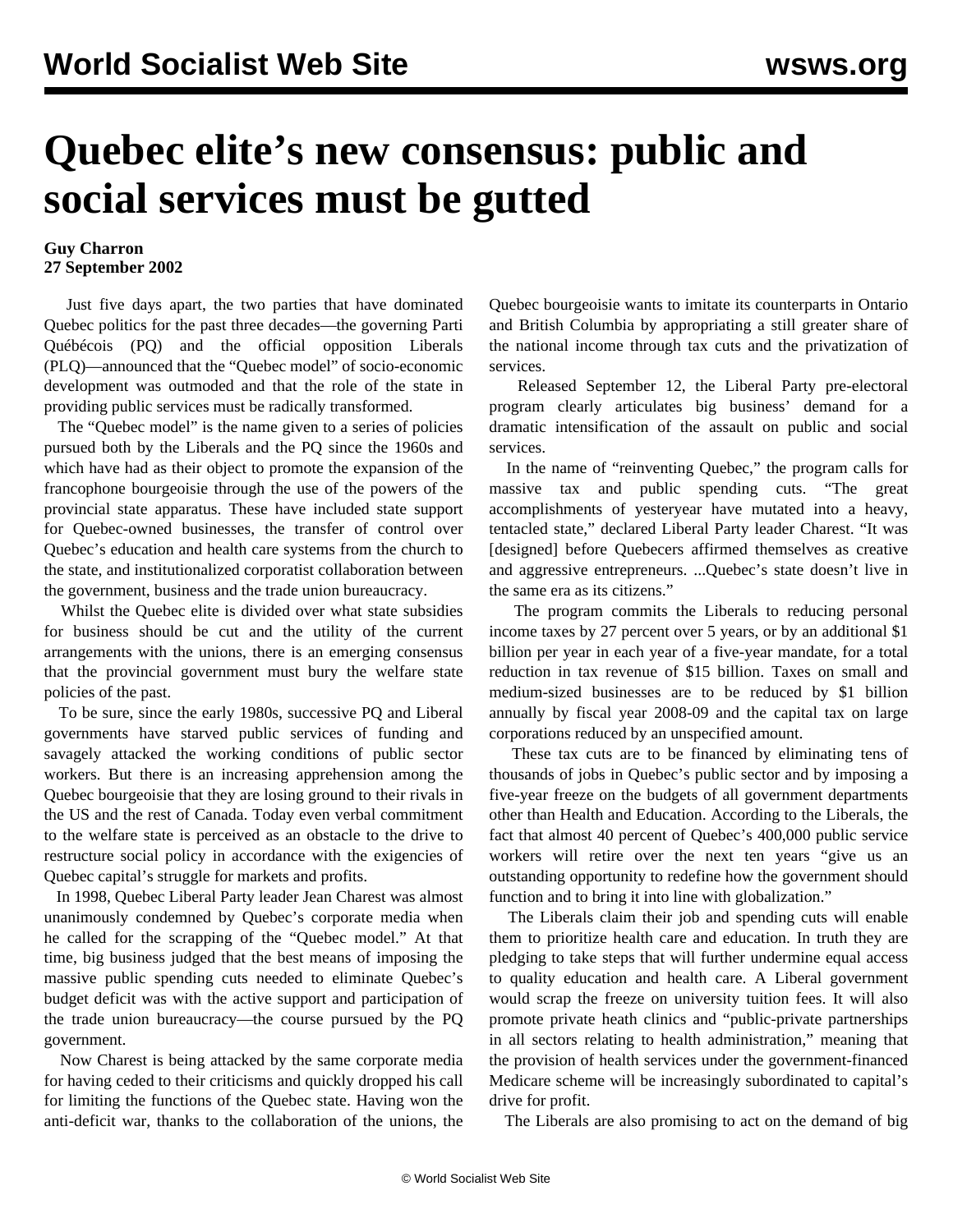# Quebec elite's new consensus: public and social services must be gutted

**Guy Charron**
**27 September 2002**

Just five days apart, the two parties that have dominated Quebec politics for the past three decades—the governing Parti Québécois (PQ) and the official opposition Liberals (PLQ)—announced that the "Quebec model" of socio-economic development was outmoded and that the role of the state in providing public services must be radically transformed.

The "Quebec model" is the name given to a series of policies pursued both by the Liberals and the PQ since the 1960s and which have had as their object to promote the expansion of the francophone bourgeoisie through the use of the powers of the provincial state apparatus. These have included state support for Quebec-owned businesses, the transfer of control over Quebec's education and health care systems from the church to the state, and institutionalized corporatist collaboration between the government, business and the trade union bureaucracy.

Whilst the Quebec elite is divided over what state subsidies for business should be cut and the utility of the current arrangements with the unions, there is an emerging consensus that the provincial government must bury the welfare state policies of the past.

To be sure, since the early 1980s, successive PQ and Liberal governments have starved public services of funding and savagely attacked the working conditions of public sector workers. But there is an increasing apprehension among the Quebec bourgeoisie that they are losing ground to their rivals in the US and the rest of Canada. Today even verbal commitment to the welfare state is perceived as an obstacle to the drive to restructure social policy in accordance with the exigencies of Quebec capital's struggle for markets and profits.

In 1998, Quebec Liberal Party leader Jean Charest was almost unanimously condemned by Quebec's corporate media when he called for the scrapping of the "Quebec model." At that time, big business judged that the best means of imposing the massive public spending cuts needed to eliminate Quebec's budget deficit was with the active support and participation of the trade union bureaucracy—the course pursued by the PQ government.

Now Charest is being attacked by the same corporate media for having ceded to their criticisms and quickly dropped his call for limiting the functions of the Quebec state. Having won the anti-deficit war, thanks to the collaboration of the unions, the Quebec bourgeoisie wants to imitate its counterparts in Ontario and British Columbia by appropriating a still greater share of the national income through tax cuts and the privatization of services.

Released September 12, the Liberal Party pre-electoral program clearly articulates big business' demand for a dramatic intensification of the assault on public and social services.

In the name of "reinventing Quebec," the program calls for massive tax and public spending cuts. "The great accomplishments of yesteryear have mutated into a heavy, tentacled state," declared Liberal Party leader Charest. "It was [designed] before Quebecers affirmed themselves as creative and aggressive entrepreneurs. ...Quebec's state doesn't live in the same era as its citizens."

The program commits the Liberals to reducing personal income taxes by 27 percent over 5 years, or by an additional $1 billion per year in each year of a five-year mandate, for a total reduction in tax revenue of $15 billion. Taxes on small and medium-sized businesses are to be reduced by $1 billion annually by fiscal year 2008-09 and the capital tax on large corporations reduced by an unspecified amount.

These tax cuts are to be financed by eliminating tens of thousands of jobs in Quebec's public sector and by imposing a five-year freeze on the budgets of all government departments other than Health and Education. According to the Liberals, the fact that almost 40 percent of Quebec's 400,000 public service workers will retire over the next ten years "give us an outstanding opportunity to redefine how the government should function and to bring it into line with globalization."

The Liberals claim their job and spending cuts will enable them to prioritize health care and education. In truth they are pledging to take steps that will further undermine equal access to quality education and health care. A Liberal government would scrap the freeze on university tuition fees. It will also promote private heath clinics and "public-private partnerships in all sectors relating to health administration," meaning that the provision of health services under the government-financed Medicare scheme will be increasingly subordinated to capital's drive for profit.

The Liberals are also promising to act on the demand of big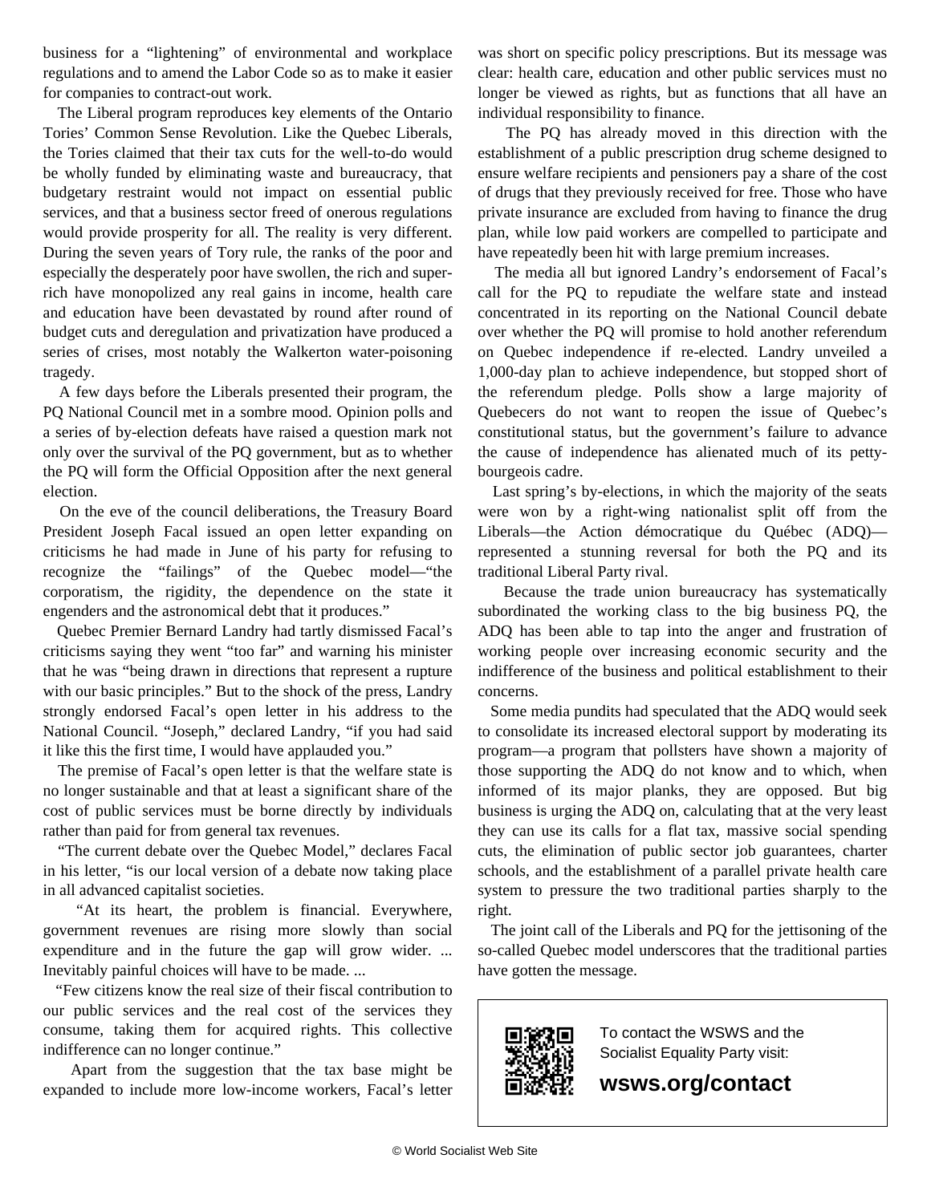business for a "lightening" of environmental and workplace regulations and to amend the Labor Code so as to make it easier for companies to contract-out work.

The Liberal program reproduces key elements of the Ontario Tories' Common Sense Revolution. Like the Quebec Liberals, the Tories claimed that their tax cuts for the well-to-do would be wholly funded by eliminating waste and bureaucracy, that budgetary restraint would not impact on essential public services, and that a business sector freed of onerous regulations would provide prosperity for all. The reality is very different. During the seven years of Tory rule, the ranks of the poor and especially the desperately poor have swollen, the rich and super-rich have monopolized any real gains in income, health care and education have been devastated by round after round of budget cuts and deregulation and privatization have produced a series of crises, most notably the Walkerton water-poisoning tragedy.

A few days before the Liberals presented their program, the PQ National Council met in a sombre mood. Opinion polls and a series of by-election defeats have raised a question mark not only over the survival of the PQ government, but as to whether the PQ will form the Official Opposition after the next general election.

On the eve of the council deliberations, the Treasury Board President Joseph Facal issued an open letter expanding on criticisms he had made in June of his party for refusing to recognize the "failings" of the Quebec model—"the corporatism, the rigidity, the dependence on the state it engenders and the astronomical debt that it produces."

Quebec Premier Bernard Landry had tartly dismissed Facal's criticisms saying they went "too far" and warning his minister that he was "being drawn in directions that represent a rupture with our basic principles." But to the shock of the press, Landry strongly endorsed Facal's open letter in his address to the National Council. "Joseph," declared Landry, "if you had said it like this the first time, I would have applauded you."

The premise of Facal's open letter is that the welfare state is no longer sustainable and that at least a significant share of the cost of public services must be borne directly by individuals rather than paid for from general tax revenues.

"The current debate over the Quebec Model," declares Facal in his letter, "is our local version of a debate now taking place in all advanced capitalist societies.

"At its heart, the problem is financial. Everywhere, government revenues are rising more slowly than social expenditure and in the future the gap will grow wider. ... Inevitably painful choices will have to be made. ...

"Few citizens know the real size of their fiscal contribution to our public services and the real cost of the services they consume, taking them for acquired rights. This collective indifference can no longer continue."

Apart from the suggestion that the tax base might be expanded to include more low-income workers, Facal's letter was short on specific policy prescriptions. But its message was clear: health care, education and other public services must no longer be viewed as rights, but as functions that all have an individual responsibility to finance.

The PQ has already moved in this direction with the establishment of a public prescription drug scheme designed to ensure welfare recipients and pensioners pay a share of the cost of drugs that they previously received for free. Those who have private insurance are excluded from having to finance the drug plan, while low paid workers are compelled to participate and have repeatedly been hit with large premium increases.

The media all but ignored Landry's endorsement of Facal's call for the PQ to repudiate the welfare state and instead concentrated in its reporting on the National Council debate over whether the PQ will promise to hold another referendum on Quebec independence if re-elected. Landry unveiled a 1,000-day plan to achieve independence, but stopped short of the referendum pledge. Polls show a large majority of Quebecers do not want to reopen the issue of Quebec's constitutional status, but the government's failure to advance the cause of independence has alienated much of its petty-bourgeois cadre.

Last spring's by-elections, in which the majority of the seats were won by a right-wing nationalist split off from the Liberals—the Action démocratique du Québec (ADQ)—represented a stunning reversal for both the PQ and its traditional Liberal Party rival.

Because the trade union bureaucracy has systematically subordinated the working class to the big business PQ, the ADQ has been able to tap into the anger and frustration of working people over increasing economic security and the indifference of the business and political establishment to their concerns.

Some media pundits had speculated that the ADQ would seek to consolidate its increased electoral support by moderating its program—a program that pollsters have shown a majority of those supporting the ADQ do not know and to which, when informed of its major planks, they are opposed. But big business is urging the ADQ on, calculating that at the very least they can use its calls for a flat tax, massive social spending cuts, the elimination of public sector job guarantees, charter schools, and the establishment of a parallel private health care system to pressure the two traditional parties sharply to the right.

The joint call of the Liberals and PQ for the jettisoning of the so-called Quebec model underscores that the traditional parties have gotten the message.

To contact the WSWS and the Socialist Equality Party visit:

**wsws.org/contact**